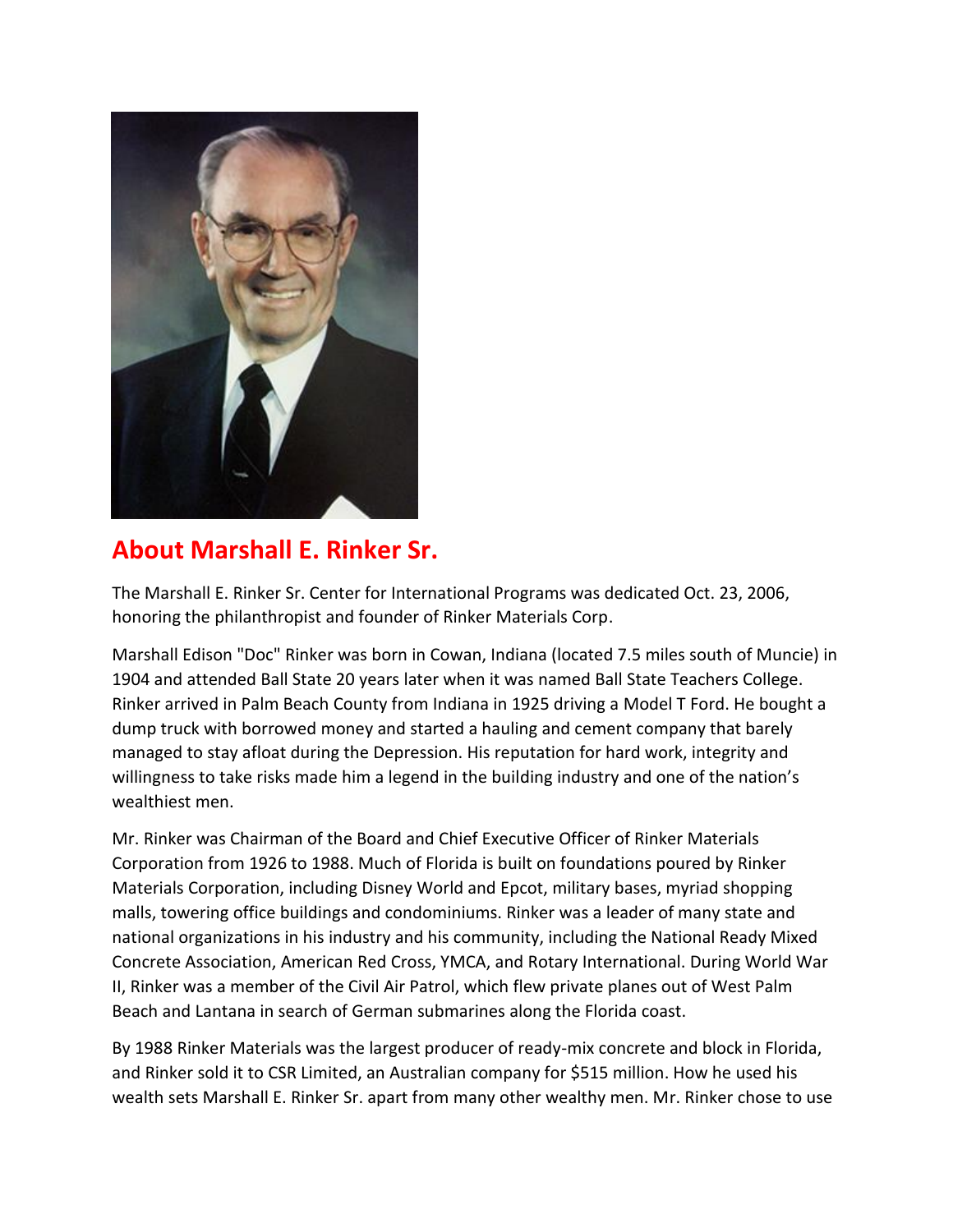## About Marshall E. Rinker Sr.

The Marshall E. Rinker Sr. Center for International Programs was dedicated Oct. 23, 2006, honoring the philanthropist and founder of Rinker Materials Corp.

Marshall Edison "Doc" Rinker was born in Cowan, Indiana (located 7.5 miles south of Muncie) in 1904 and attended Ball State 20 years later when it was named Ball State Teachers College. Rinker arrived in Palm Beach County from Indiana in 1925 driving a Model T Ford. He bought a dump truck with borrowed money and started a hauling and cement company that barely managed to stay afloat during the Depression. His reputation for hard work, integrity and willingness to take risks made him a legend in the building industry and one of the nation's wealthiest men.

Mr. Rinker was Chairman of the Board and Chief Executive Officer of Rinker Materials Corporation from 1926 to 1988. Much of Florida is built on foundations poured by Rinker Materials Corporation, including Disney World and Epcot, military bases, myriad shopping malls, towering office buildings and condominiums. Rinker was a leader of many state and national organizations in his industry and his community, including the National Ready Mixed Concrete Association, American Red Cross, YMCA, and Rotary International. During World War II, Rinker was a member of the Civil Air Patrol, which flew private planes out of West Palm Beach and Lantana in search of German submarines along the Florida coast.

By 1988 Rinker Materials was the largest producer of ready-mix concrete and block in Florida, and Rinker sold it to CSR Limited, an Australian company for $515 million. How he used his wealth sets Marshall E. Rinker Sr. apart from many other wealthy men. Mr. Rinker chose to use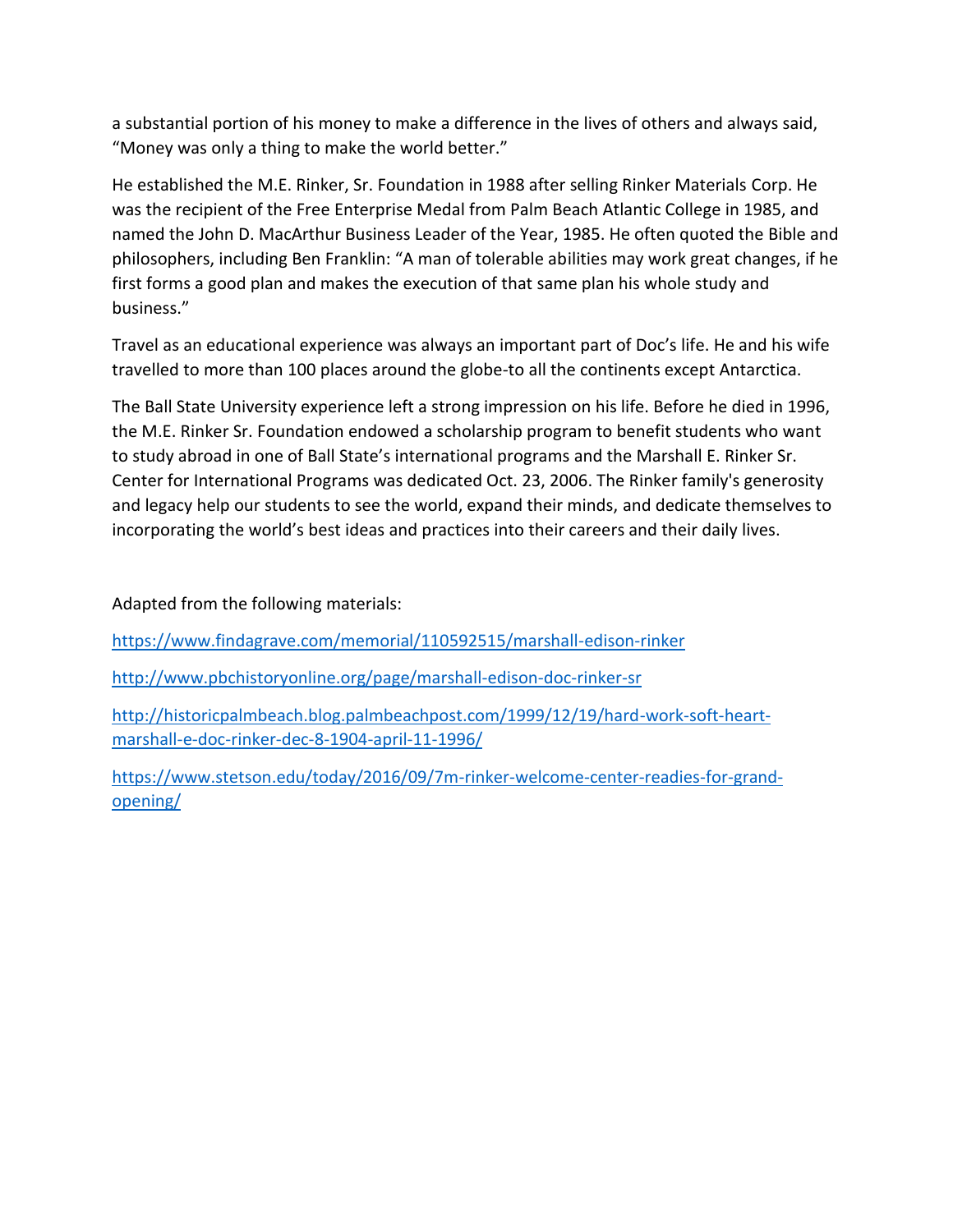a substantial portion of his money to make a difference in the lives of others and always said, "Money was only a thing to make the world better."

He established the M.E. Rinker, Sr. Foundation in 1988 after selling Rinker Materials Corp. He was the recipient of the Free Enterprise Medal from Palm Beach Atlantic College in 1985, and named the John D. MacArthur Business Leader of the Year, 1985. He often quoted the Bible and philosophers, including Ben Franklin: "A man of tolerable abilities may work great changes, if he first forms a good plan and makes the execution of that same plan his whole study and business."

Travel as an educational experience was always an important part of Doc's life. He and his wife travelled to more than 100 places around the globe-to all the continents except Antarctica.

The Ball State University experience left a strong impression on his life. Before he died in 1996, the M.E. Rinker Sr. Foundation endowed a scholarship program to benefit students who want to study abroad in one of Ball State's international programs and the Marshall E. Rinker Sr. Center for International Programs was dedicated Oct. 23, 2006. The Rinker family's generosity and legacy help our students to see the world, expand their minds, and dedicate themselves to incorporating the world's best ideas and practices into their careers and their daily lives.

Adapted from the following materials:

https://www.findagrave.com/memorial/110592515/marshall-edison-rinker

http://www.pbchistoryonline.org/page/marshall-edison-doc-rinker-sr

http://historicpalmbeach.blog.palmbeachpost.com/1999/12/19/hard-work-soft-heart-marshall-e-doc-rinker-dec-8-1904-april-11-1996/

https://www.stetson.edu/today/2016/09/7m-rinker-welcome-center-readies-for-grand-opening/